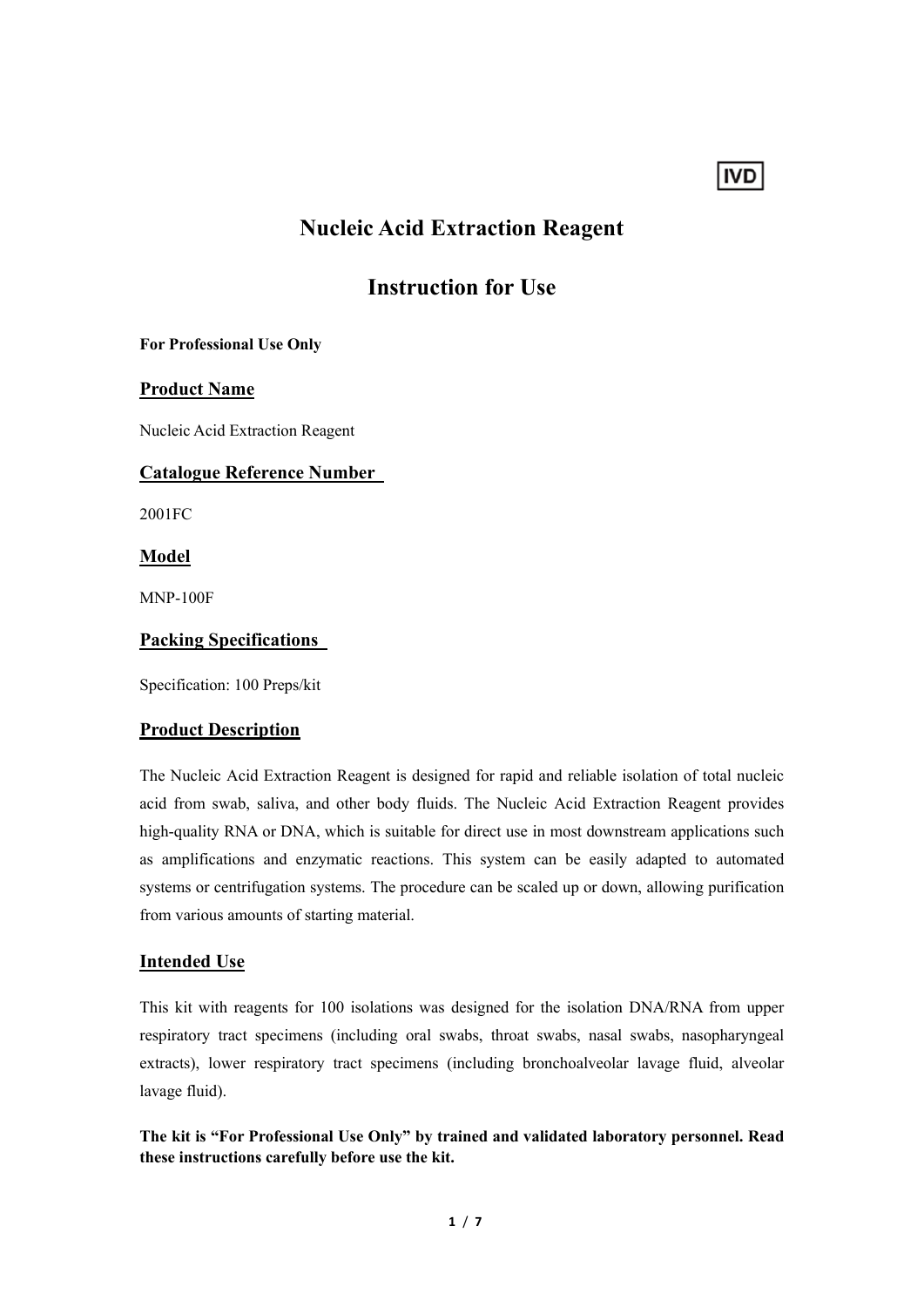IVD

# Nucleic Acid Extraction Reagent

# Instruction for Use

**For Professional Use Only**

## Product Name

Nucleic Acid Extraction Reagent

## Catalogue Reference Number

2001FC

## Model

MNP-100F

## Packing Specifications

Specification: 100 Preps/kit

## Product Description

The Nucleic Acid Extraction Reagent is designed for rapid and reliable isolation of total nucleic acid from swab, saliva, and other body fluids. The Nucleic Acid Extraction Reagent provides high-quality RNA or DNA, which is suitable for direct use in most downstream applications such as amplifications and enzymatic reactions. This system can be easily adapted to automated systems or centrifugation systems. The procedure can be scaled up or down, allowing purification from various amounts of starting material.

## Intended Use

This kit with reagents for 100 isolations was designed for the isolation DNA/RNA from upper respiratory tract specimens (including oral swabs, throat swabs, nasal swabs, nasopharyngeal extracts), lower respiratory tract specimens (including bronchoalveolar lavage fluid, alveolar lavage fluid).

**The kit is "For Professional Use Only" by trained and validated laboratory personnel. Read these instructions carefully before use the kit.**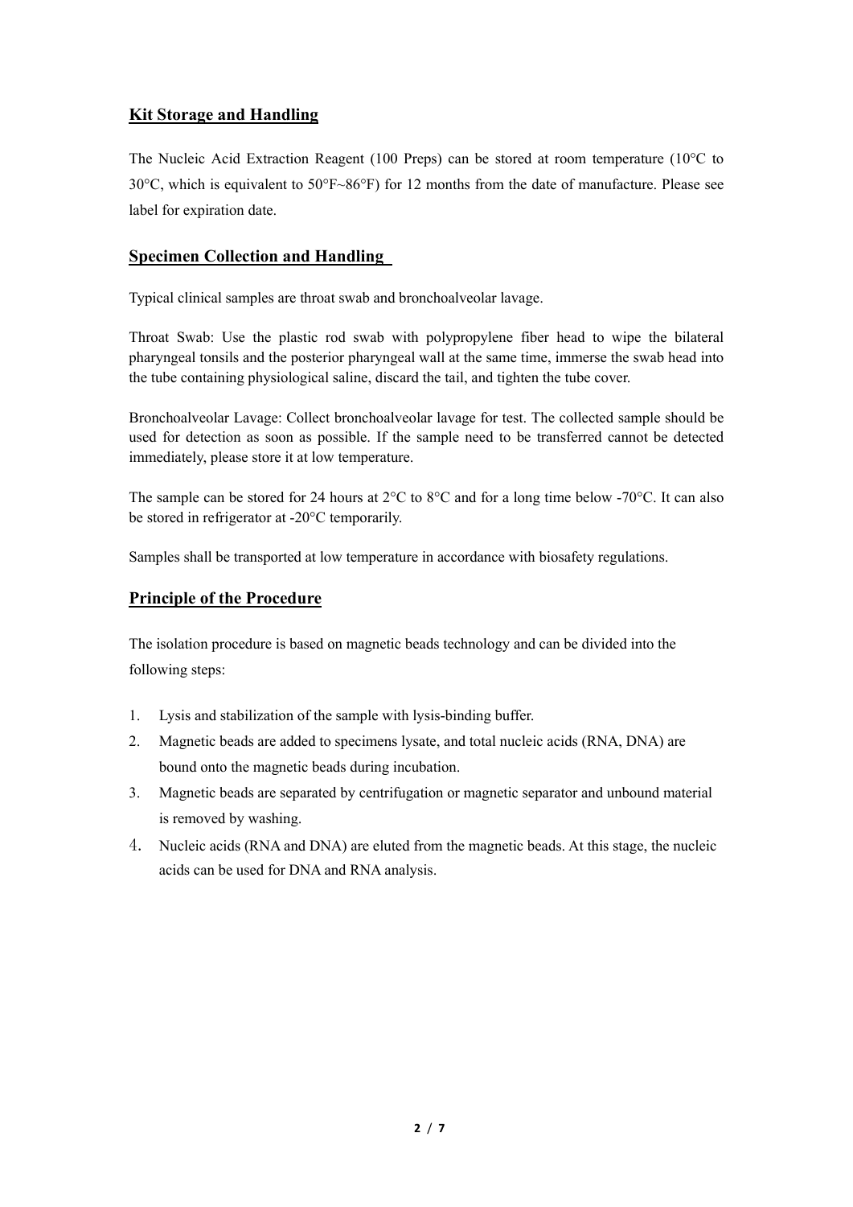## Kit Storage and Handling

The Nucleic Acid Extraction Reagent (100 Preps) can be stored at room temperature (10°C to 30°C, which is equivalent to 50°F~86°F) for 12 months from the date of manufacture. Please see label for expiration date.

## Specimen Collection and Handling

Typical clinical samples are throat swab and bronchoalveolar lavage.

Throat Swab: Use the plastic rod swab with polypropylene fiber head to wipe the bilateral pharyngeal tonsils and the posterior pharyngeal wall at the same time, immerse the swab head into the tube containing physiological saline, discard the tail, and tighten the tube cover.

Bronchoalveolar Lavage: Collect bronchoalveolar lavage for test. The collected sample should be used for detection as soon as possible. If the sample need to be transferred cannot be detected immediately, please store it at low temperature.

The sample can be stored for 24 hours at 2°C to 8°C and for a long time below -70°C. It can also be stored in refrigerator at -20°C temporarily.

Samples shall be transported at low temperature in accordance with biosafety regulations.

## Principle of the Procedure

The isolation procedure is based on magnetic beads technology and can be divided into the following steps:

1. Lysis and stabilization of the sample with lysis-binding buffer.
2. Magnetic beads are added to specimens lysate, and total nucleic acids (RNA, DNA) are bound onto the magnetic beads during incubation.
3. Magnetic beads are separated by centrifugation or magnetic separator and unbound material is removed by washing.
4. Nucleic acids (RNA and DNA) are eluted from the magnetic beads. At this stage, the nucleic acids can be used for DNA and RNA analysis.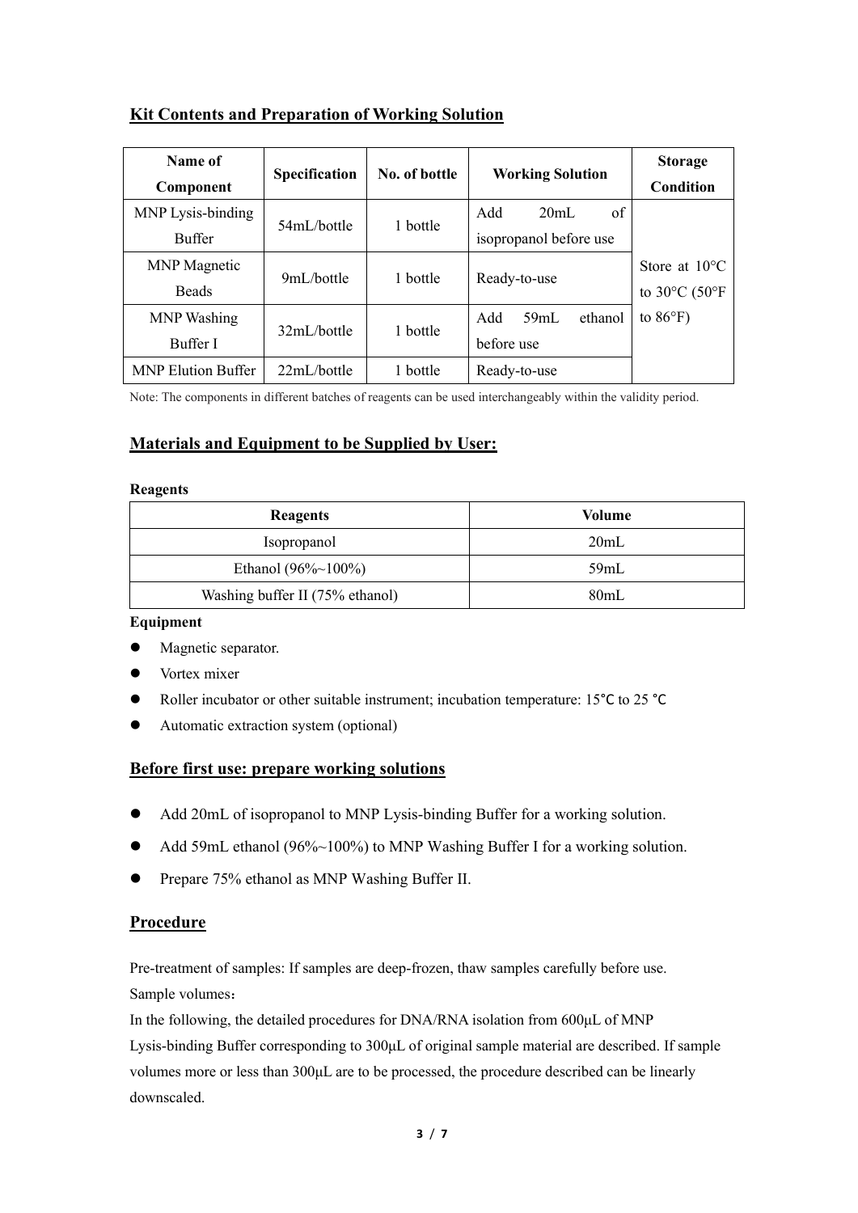## Kit Contents and Preparation of Working Solution

| Name of Component | Specification | No. of bottle | Working Solution | Storage Condition |
|---|---|---|---|---|
| MNP Lysis-binding Buffer | 54mL/bottle | 1 bottle | Add 20mL of isopropanol before use | Store at 10°C to 30°C (50°F to 86°F) |
| MNP Magnetic Beads | 9mL/bottle | 1 bottle | Ready-to-use | |
| MNP Washing Buffer I | 32mL/bottle | 1 bottle | Add 59mL ethanol before use | |
| MNP Elution Buffer | 22mL/bottle | 1 bottle | Ready-to-use | |

Note: The components in different batches of reagents can be used interchangeably within the validity period.

## Materials and Equipment to be Supplied by User:

**Reagents**

| Reagents | Volume |
|---|---|
| Isopropanol | 20mL |
| Ethanol (96%~100%) | 59mL |
| Washing buffer II (75% ethanol) | 80mL |

**Equipment**

- Magnetic separator.
- Vortex mixer
- Roller incubator or other suitable instrument; incubation temperature: 15℃ to 25 ℃
- Automatic extraction system (optional)

## Before first use: prepare working solutions

- Add 20mL of isopropanol to MNP Lysis-binding Buffer for a working solution.
- Add 59mL ethanol (96%~100%) to MNP Washing Buffer I for a working solution.
- Prepare 75% ethanol as MNP Washing Buffer II.

## Procedure

Pre-treatment of samples: If samples are deep-frozen, thaw samples carefully before use.
Sample volumes：
In the following, the detailed procedures for DNA/RNA isolation from 600μL of MNP Lysis-binding Buffer corresponding to 300μL of original sample material are described. If sample volumes more or less than 300μL are to be processed, the procedure described can be linearly downscaled.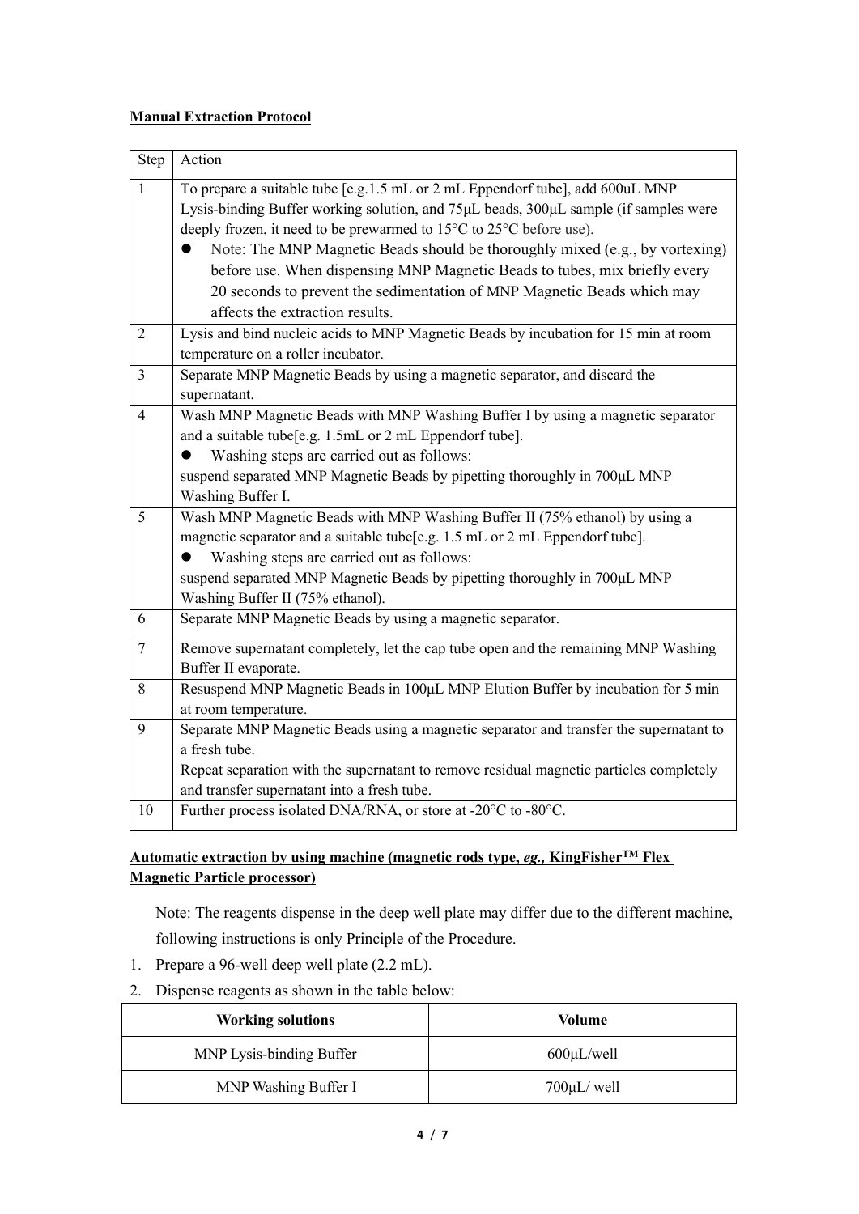**Manual Extraction Protocol**

| Step | Action |
|---|---|
| 1 | To prepare a suitable tube [e.g.1.5 mL or 2 mL Eppendorf tube], add 600uL MNP Lysis-binding Buffer working solution, and 75μL beads, 300μL sample (if samples were deeply frozen, it need to be prewarmed to 15°C to 25°C before use).<br>● Note: The MNP Magnetic Beads should be thoroughly mixed (e.g., by vortexing) before use. When dispensing MNP Magnetic Beads to tubes, mix briefly every 20 seconds to prevent the sedimentation of MNP Magnetic Beads which may affects the extraction results. |
| 2 | Lysis and bind nucleic acids to MNP Magnetic Beads by incubation for 15 min at room temperature on a roller incubator. |
| 3 | Separate MNP Magnetic Beads by using a magnetic separator, and discard the supernatant. |
| 4 | Wash MNP Magnetic Beads with MNP Washing Buffer I by using a magnetic separator and a suitable tube[e.g. 1.5mL or 2 mL Eppendorf tube].<br>● Washing steps are carried out as follows:<br>suspend separated MNP Magnetic Beads by pipetting thoroughly in 700μL MNP Washing Buffer I. |
| 5 | Wash MNP Magnetic Beads with MNP Washing Buffer II (75% ethanol) by using a magnetic separator and a suitable tube[e.g. 1.5 mL or 2 mL Eppendorf tube].<br>● Washing steps are carried out as follows:<br>suspend separated MNP Magnetic Beads by pipetting thoroughly in 700μL MNP Washing Buffer II (75% ethanol). |
| 6 | Separate MNP Magnetic Beads by using a magnetic separator. |
| 7 | Remove supernatant completely, let the cap tube open and the remaining MNP Washing Buffer II evaporate. |
| 8 | Resuspend MNP Magnetic Beads in 100μL MNP Elution Buffer by incubation for 5 min at room temperature. |
| 9 | Separate MNP Magnetic Beads using a magnetic separator and transfer the supernatant to a fresh tube.<br>Repeat separation with the supernatant to remove residual magnetic particles completely and transfer supernatant into a fresh tube. |
| 10 | Further process isolated DNA/RNA, or store at -20°C to -80°C. |

**Automatic extraction by using machine (magnetic rods type, *eg.,* KingFisher™ Flex Magnetic Particle processor)**

Note: The reagents dispense in the deep well plate may differ due to the different machine, following instructions is only Principle of the Procedure.

1. Prepare a 96-well deep well plate (2.2 mL).
2. Dispense reagents as shown in the table below:

| Working solutions | Volume |
|---|---|
| MNP Lysis-binding Buffer | 600μL/well |
| MNP Washing Buffer I | 700μL/ well |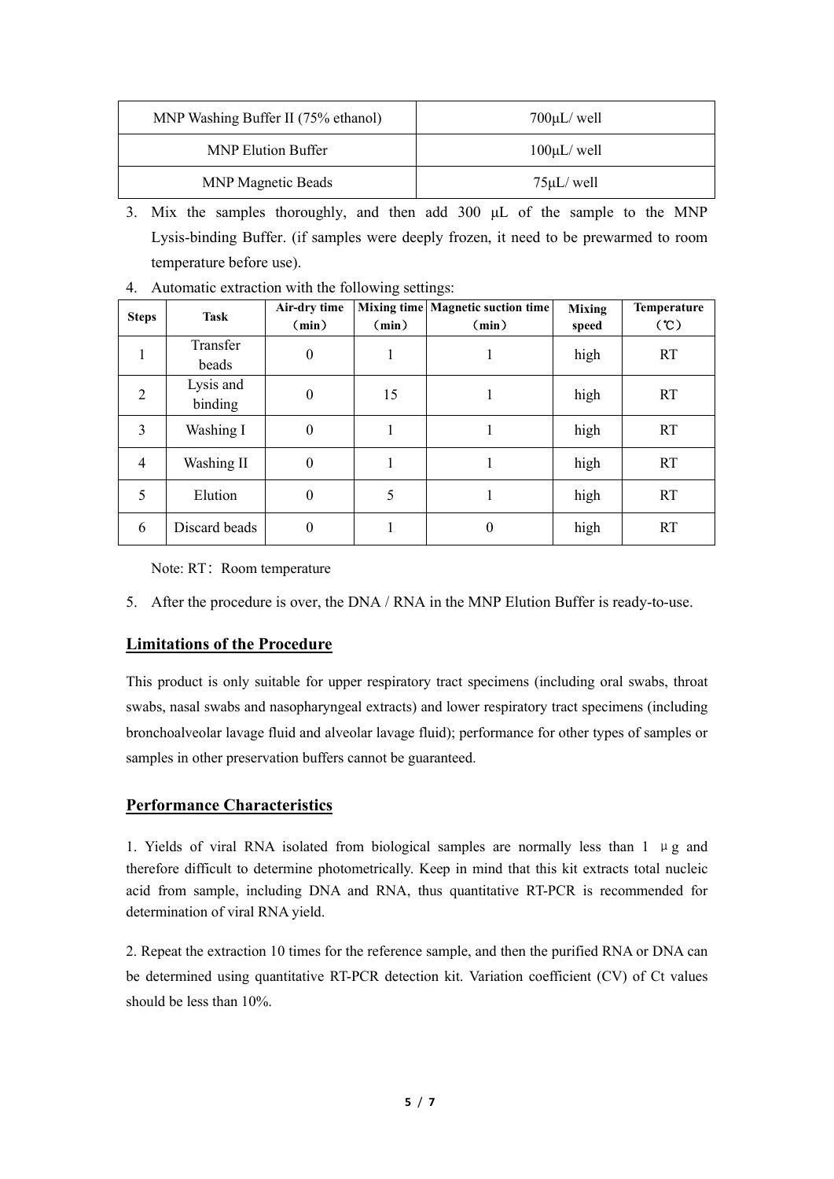| | |
|---|---|
| MNP Washing Buffer II (75% ethanol) | 700μL/ well |
| MNP Elution Buffer | 100μL/ well |
| MNP Magnetic Beads | 75μL/ well |

3. Mix the samples thoroughly, and then add 300 μL of the sample to the MNP Lysis-binding Buffer. (if samples were deeply frozen, it need to be prewarmed to room temperature before use).
4. Automatic extraction with the following settings:

| Steps | Task | Air-dry time （min） | Mixing time （min） | Magnetic suction time （min） | Mixing speed | Temperature （℃） |
|---|---|---|---|---|---|---|
| 1 | Transfer beads | 0 | 1 | 1 | high | RT |
| 2 | Lysis and binding | 0 | 15 | 1 | high | RT |
| 3 | Washing I | 0 | 1 | 1 | high | RT |
| 4 | Washing II | 0 | 1 | 1 | high | RT |
| 5 | Elution | 0 | 5 | 1 | high | RT |
| 6 | Discard beads | 0 | 1 | 0 | high | RT |

Note: RT：Room temperature

5. After the procedure is over, the DNA / RNA in the MNP Elution Buffer is ready-to-use.

## Limitations of the Procedure

This product is only suitable for upper respiratory tract specimens (including oral swabs, throat swabs, nasal swabs and nasopharyngeal extracts) and lower respiratory tract specimens (including bronchoalveolar lavage fluid and alveolar lavage fluid); performance for other types of samples or samples in other preservation buffers cannot be guaranteed.

## Performance Characteristics

1. Yields of viral RNA isolated from biological samples are normally less than 1 μg and therefore difficult to determine photometrically. Keep in mind that this kit extracts total nucleic acid from sample, including DNA and RNA, thus quantitative RT-PCR is recommended for determination of viral RNA yield.

2. Repeat the extraction 10 times for the reference sample, and then the purified RNA or DNA can be determined using quantitative RT-PCR detection kit. Variation coefficient (CV) of Ct values should be less than 10%.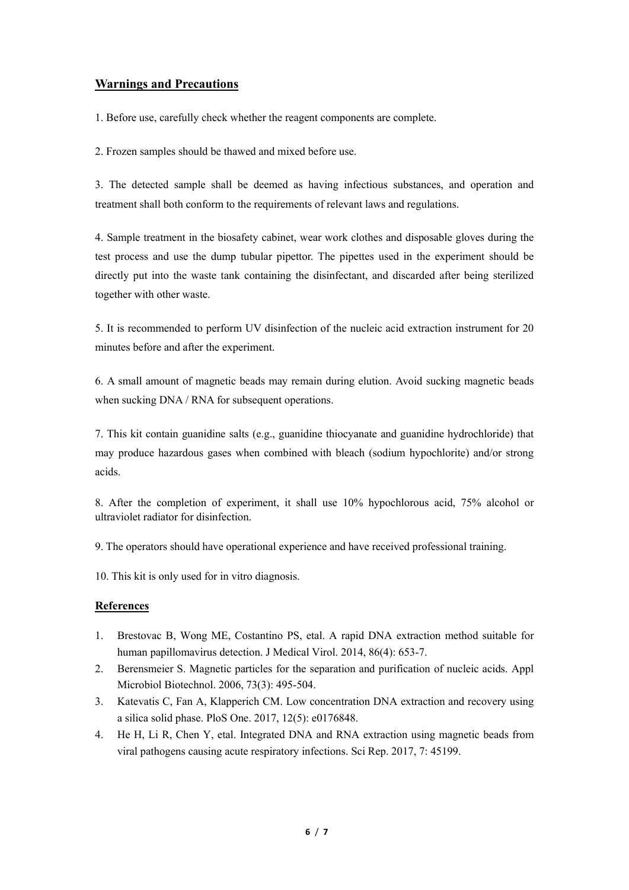## Warnings and Precautions

1. Before use, carefully check whether the reagent components are complete.

2. Frozen samples should be thawed and mixed before use.

3. The detected sample shall be deemed as having infectious substances, and operation and treatment shall both conform to the requirements of relevant laws and regulations.

4. Sample treatment in the biosafety cabinet, wear work clothes and disposable gloves during the test process and use the dump tubular pipettor. The pipettes used in the experiment should be directly put into the waste tank containing the disinfectant, and discarded after being sterilized together with other waste.

5. It is recommended to perform UV disinfection of the nucleic acid extraction instrument for 20 minutes before and after the experiment.

6. A small amount of magnetic beads may remain during elution. Avoid sucking magnetic beads when sucking DNA / RNA for subsequent operations.

7. This kit contain guanidine salts (e.g., guanidine thiocyanate and guanidine hydrochloride) that may produce hazardous gases when combined with bleach (sodium hypochlorite) and/or strong acids.

8. After the completion of experiment, it shall use 10% hypochlorous acid, 75% alcohol or ultraviolet radiator for disinfection.

9. The operators should have operational experience and have received professional training.

10. This kit is only used for in vitro diagnosis.

## References

1. Brestovac B, Wong ME, Costantino PS, etal. A rapid DNA extraction method suitable for human papillomavirus detection. J Medical Virol. 2014, 86(4): 653-7.
2. Berensmeier S. Magnetic particles for the separation and purification of nucleic acids. Appl Microbiol Biotechnol. 2006, 73(3): 495-504.
3. Katevatis C, Fan A, Klapperich CM. Low concentration DNA extraction and recovery using a silica solid phase. PloS One. 2017, 12(5): e0176848.
4. He H, Li R, Chen Y, etal. Integrated DNA and RNA extraction using magnetic beads from viral pathogens causing acute respiratory infections. Sci Rep. 2017, 7: 45199.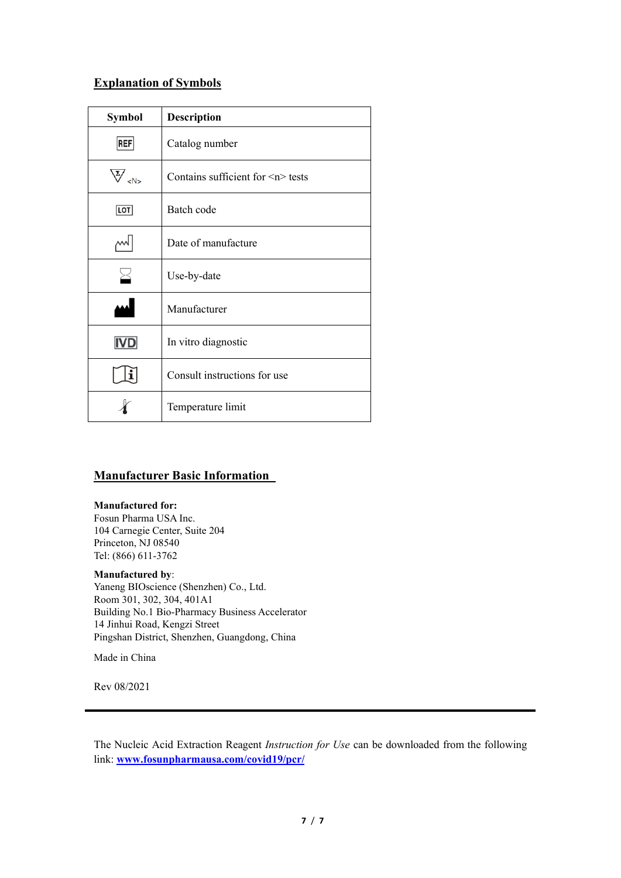## Explanation of Symbols

| Symbol | Description |
|---|---|
| REF | Catalog number |
| <N> | Contains sufficient for <n> tests |
| LOT | Batch code |
| | Date of manufacture |
| | Use-by-date |
| | Manufacturer |
| IVD | In vitro diagnostic |
| | Consult instructions for use |
| | Temperature limit |

## Manufacturer Basic Information

**Manufactured for:**
Fosun Pharma USA Inc.
104 Carnegie Center, Suite 204
Princeton, NJ 08540
Tel: (866) 611-3762

**Manufactured by**:
Yaneng BIOscience (Shenzhen) Co., Ltd.
Room 301, 302, 304, 401A1
Building No.1 Bio-Pharmacy Business Accelerator
14 Jinhui Road, Kengzi Street
Pingshan District, Shenzhen, Guangdong, China

Made in China

Rev 08/2021

---

The Nucleic Acid Extraction Reagent *Instruction for Use* can be downloaded from the following link: **www.fosunpharmausa.com/covid19/pcr/**